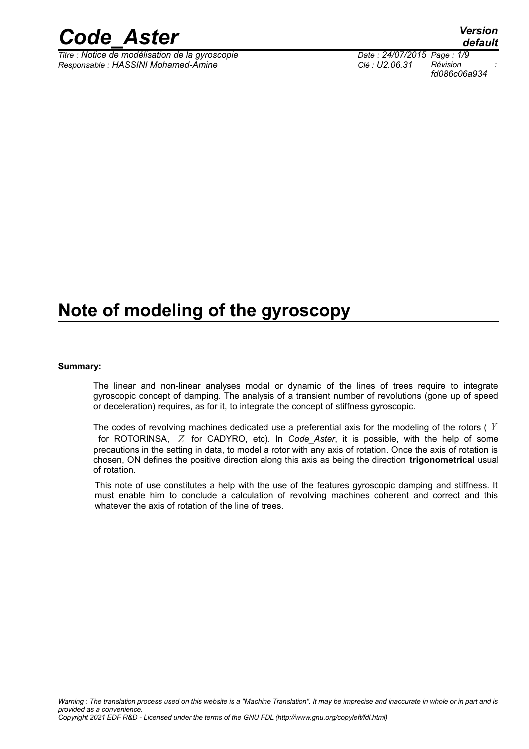# Note of modeling of the gyroscopy

**Summary:**

The linear and non-linear analyses modal or dynamic of the lines of trees require to integrate gyroscopic concept of damping. The analysis of a transient number of revolutions (gone up of speed or deceleration) requires, as for it, to integrate the concept of stiffness gyroscopic.

The codes of revolving machines dedicated use a preferential axis for the modeling of the rotors ( $Y$ for ROTORINSA, $Z$ for CADYRO, etc). In *Code_Aster*, it is possible, with the help of some precautions in the setting in data, to model a rotor with any axis of rotation. Once the axis of rotation is chosen, ON defines the positive direction along this axis as being the direction **trigonometrical** usual of rotation.

This note of use constitutes a help with the use of the features gyroscopic damping and stiffness. It must enable him to conclude a calculation of revolving machines coherent and correct and this whatever the axis of rotation of the line of trees.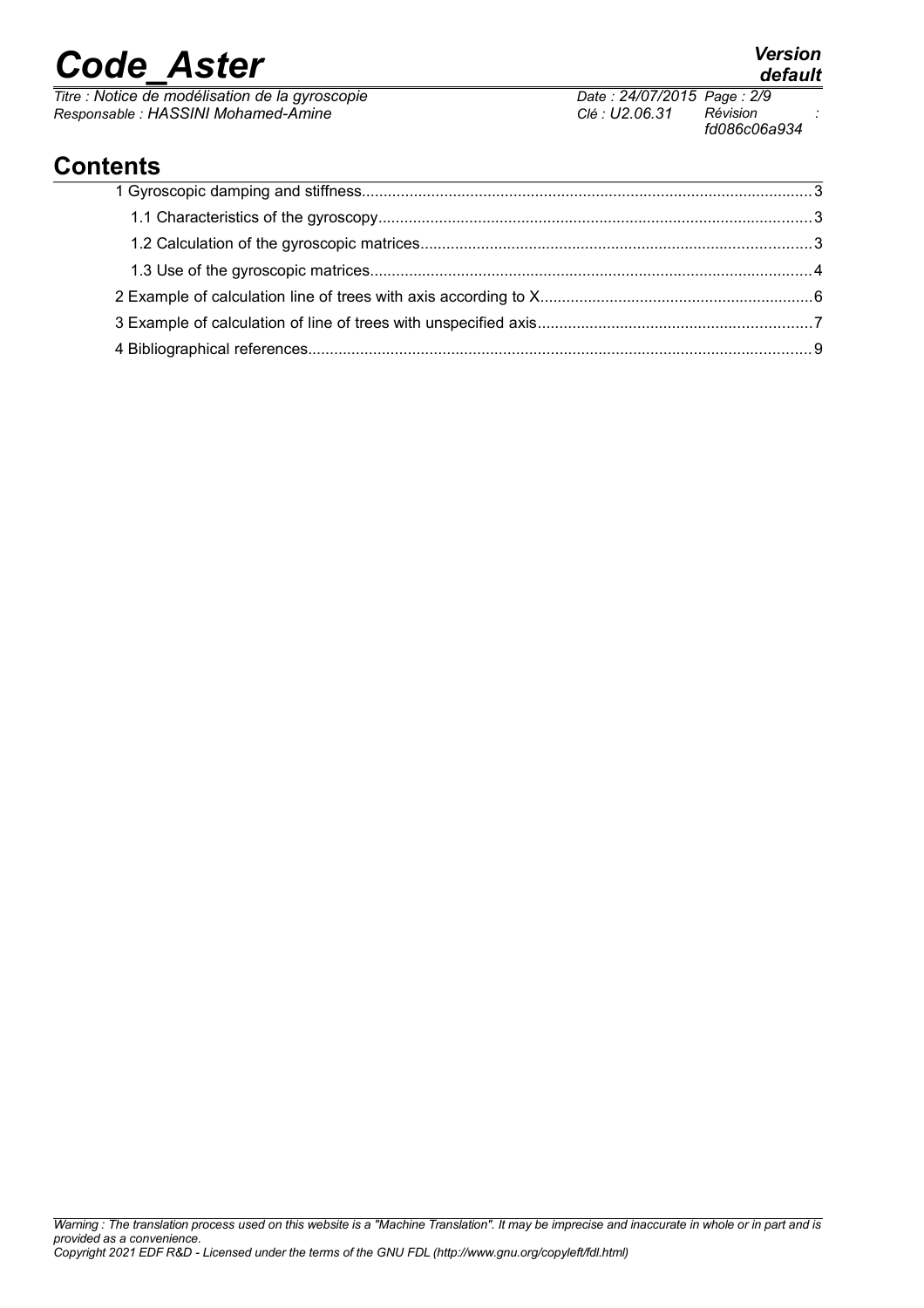## Contents

1 Gyroscopic damping and stiffness....................................................................................................3

1.1 Characteristics of the gyroscopy.................................................................................................3

1.2 Calculation of the gyroscopic matrices........................................................................................3

1.3 Use of the gyroscopic matrices....................................................................................................4

2 Example of calculation line of trees with axis according to X..............................................................6

3 Example of calculation of line of trees with unspecified axis...............................................................7

4 Bibliographical references...................................................................................................................9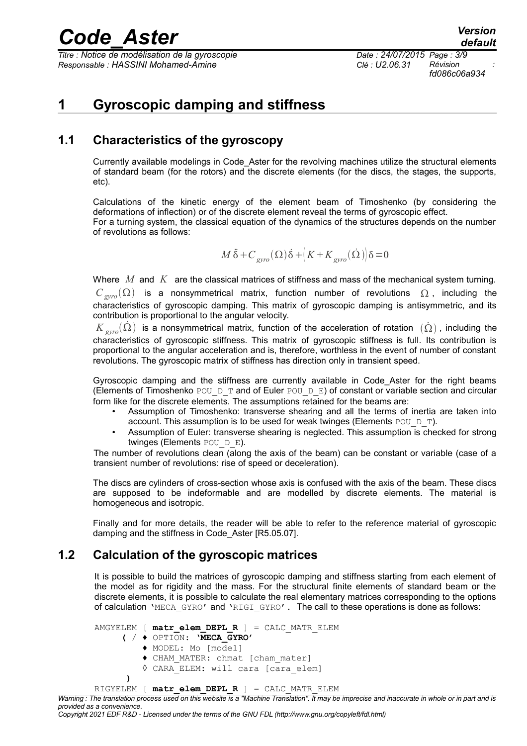# 1 Gyroscopic damping and stiffness

## 1.1 Characteristics of the gyroscopy

Currently available modelings in Code_Aster for the revolving machines utilize the structural elements of standard beam (for the rotors) and the discrete elements (for the discs, the stages, the supports, etc).

Calculations of the kinetic energy of the element beam of Timoshenko (by considering the deformations of inflection) or of the discrete element reveal the terms of gyroscopic effect.
For a turning system, the classical equation of the dynamics of the structures depends on the number of revolutions as follows:

$$M\ddot{\delta}+C_{gyro}(\Omega)\dot{\delta}+\left(K+K_{gyro}(\dot{\Omega})\right)\delta=0$$

Where $M$ and $K$ are the classical matrices of stiffness and mass of the mechanical system turning.
$C_{gyro}(\Omega)$ is a nonsymmetrical matrix, function number of revolutions $\Omega$, including the characteristics of gyroscopic damping. This matrix of gyroscopic damping is antisymmetric, and its contribution is proportional to the angular velocity.
$K_{gyro}(\dot{\Omega})$ is a nonsymmetrical matrix, function of the acceleration of rotation $(\dot{\Omega})$, including the characteristics of gyroscopic stiffness. This matrix of gyroscopic stiffness is full. Its contribution is proportional to the angular acceleration and is, therefore, worthless in the event of number of constant revolutions. The gyroscopic matrix of stiffness has direction only in transient speed.

Gyroscopic damping and the stiffness are currently available in Code_Aster for the right beams (Elements of Timoshenko POU_D_T and of Euler POU_D_E) of constant or variable section and circular form like for the discrete elements. The assumptions retained for the beams are:

- Assumption of Timoshenko: transverse shearing and all the terms of inertia are taken into account. This assumption is to be used for weak twinges (Elements POU_D_T).
- Assumption of Euler: transverse shearing is neglected. This assumption is checked for strong twinges (Elements POU_D_E).

The number of revolutions clean (along the axis of the beam) can be constant or variable (case of a transient number of revolutions: rise of speed or deceleration).

The discs are cylinders of cross-section whose axis is confused with the axis of the beam. These discs are supposed to be indeformable and are modelled by discrete elements. The material is homogeneous and isotropic.

Finally and for more details, the reader will be able to refer to the reference material of gyroscopic damping and the stiffness in Code_Aster [R5.05.07].

## 1.2 Calculation of the gyroscopic matrices

It is possible to build the matrices of gyroscopic damping and stiffness starting from each element of the model as for rigidity and the mass. For the structural finite elements of standard beam or the discrete elements, it is possible to calculate the real elementary matrices corresponding to the options of calculation 'MECA_GYRO' and 'RIGI_GYRO'. The call to these operations is done as follows:

```
AMGYELEM [ matr_elem_DEPL_R ] = CALC_MATR_ELEM
     ( / ♦ OPTION: 'MECA_GYRO'
         ♦ MODEL: Mo [model]
         ♦ CHAM_MATER: chmat [cham_mater]
         ◊ CARA_ELEM: will cara [cara_elem]
     )
RIGYELEM [ matr_elem_DEPL_R ] = CALC_MATR_ELEM
```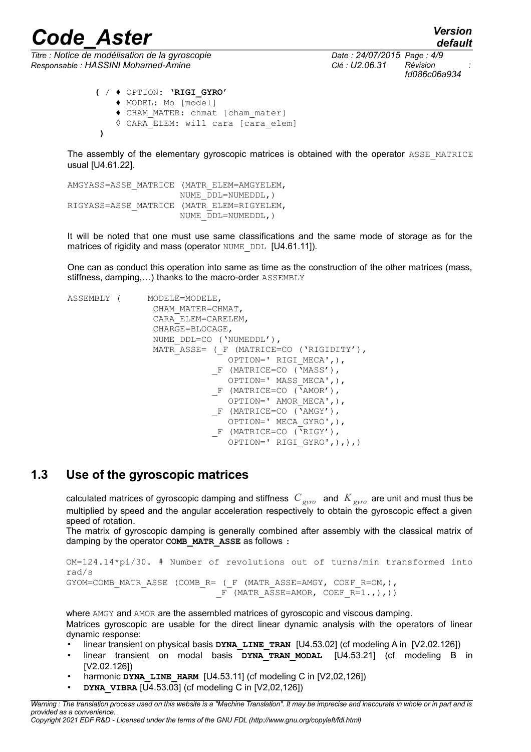```
( / ♦ OPTION: 'RIGI_GYRO'
    ♦ MODEL: Mo [model]
    ♦ CHAM_MATER: chmat [cham_mater]
    ◊ CARA_ELEM: will cara [cara_elem]
)
```

The assembly of the elementary gyroscopic matrices is obtained with the operator ASSE_MATRICE usual [U4.61.22].

```
AMGYASS=ASSE_MATRICE (MATR_ELEM=AMGYELEM,
                      NUME_DDL=NUMEDDL,)
RIGYASS=ASSE_MATRICE (MATR_ELEM=RIGYELEM,
                      NUME_DDL=NUMEDDL,)
```

It will be noted that one must use same classifications and the same mode of storage as for the matrices of rigidity and mass (operator NUME_DDL [U4.61.11]).

One can as conduct this operation into same as time as the construction of the other matrices (mass, stiffness, damping,…) thanks to the macro-order ASSEMBLY

```
ASSEMBLY (     MODELE=MODELE,
               CHAM_MATER=CHMAT,
               CARA_ELEM=CARELEM,
               CHARGE=BLOCAGE,
               NUME_DDL=CO ('NUMEDDL'),
               MATR_ASSE= (_F (MATRICE=CO ('RIGIDITY'),
                               OPTION=' RIGI_MECA',),
                           _F (MATRICE=CO ('MASS'),
                               OPTION=' MASS_MECA',),
                           _F (MATRICE=CO ('AMOR'),
                               OPTION=' AMOR_MECA',),
                           _F (MATRICE=CO ('AMGY'),
                               OPTION=' MECA_GYRO',),
                           _F (MATRICE=CO ('RIGY'),
                               OPTION=' RIGI_GYRO',),),)
```

## 1.3 Use of the gyroscopic matrices

calculated matrices of gyroscopic damping and stiffness $C_{gyro}$ and $K_{gyro}$ are unit and must thus be multiplied by speed and the angular acceleration respectively to obtain the gyroscopic effect a given speed of rotation.

The matrix of gyroscopic damping is generally combined after assembly with the classical matrix of damping by the operator **COMB_MATR_ASSE** as follows **:**

```
OM=124.14*pi/30. # Number of revolutions out of turns/min transformed into rad/s
GYOM=COMB_MATR_ASSE (COMB_R= (_F (MATR_ASSE=AMGY, COEF_R=OM,),
                              _F (MATR_ASSE=AMOR, COEF_R=1.,),))
```

where AMGY and AMOR are the assembled matrices of gyroscopic and viscous damping.

Matrices gyroscopic are usable for the direct linear dynamic analysis with the operators of linear dynamic response:

- linear transient on physical basis **DYNA_LINE_TRAN** [U4.53.02] (cf modeling A in [V2.02.126])
- linear transient on modal basis **DYNA_TRAN_MODAL** [U4.53.21] (cf modeling B in [V2.02.126])
- harmonic **DYNA_LINE_HARM** [U4.53.11] (cf modeling C in [V2,02,126])
- **DYNA_VIBRA** [U4.53.03] (cf modeling C in [V2,02,126])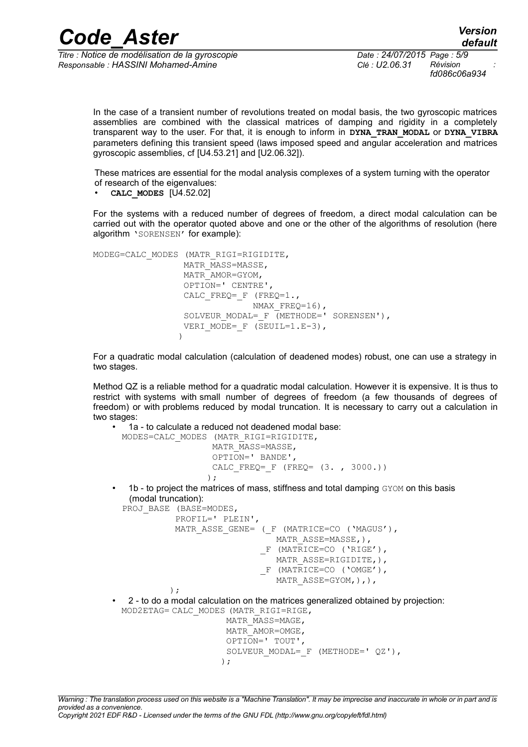In the case of a transient number of revolutions treated on modal basis, the two gyroscopic matrices assemblies are combined with the classical matrices of damping and rigidity in a completely transparent way to the user. For that, it is enough to inform in **DYNA_TRAN_MODAL** or **DYNA_VIBRA** parameters defining this transient speed (laws imposed speed and angular acceleration and matrices gyroscopic assemblies, cf [U4.53.21] and [U2.06.32]).

These matrices are essential for the modal analysis complexes of a system turning with the operator of research of the eigenvalues:

- **CALC_MODES** [U4.52.02]

For the systems with a reduced number of degrees of freedom, a direct modal calculation can be carried out with the operator quoted above and one or the other of the algorithms of resolution (here algorithm 'SORENSEN' for example):

```
MODEG=CALC_MODES (MATR_RIGI=RIGIDITE,
                 MATR_MASS=MASSE,
                 MATR_AMOR=GYOM,
                 OPTION=' CENTRE',
                 CALC_FREQ=_F (FREQ=1.,
                              NMAX_FREQ=16),
                 SOLVEUR_MODAL=_F (METHODE=' SORENSEN'),
                 VERI_MODE=_F (SEUIL=1.E-3),
                )
```

For a quadratic modal calculation (calculation of deadened modes) robust, one can use a strategy in two stages.

Method QZ is a reliable method for a quadratic modal calculation. However it is expensive. It is thus to restrict with systems with small number of degrees of freedom (a few thousands of degrees of freedom) or with problems reduced by modal truncation. It is necessary to carry out a calculation in two stages:

- 1a - to calculate a reduced not deadened modal base:

```
MODES=CALC_MODES (MATR_RIGI=RIGIDITE,
                 MATR_MASS=MASSE,
                 OPTION=' BANDE',
                 CALC_FREQ=_F (FREQ= (3. , 3000.))
                );
```

- 1b - to project the matrices of mass, stiffness and total damping GYOM on this basis (modal truncation):

```
PROJ_BASE (BASE=MODES,
          PROFIL=' PLEIN',
          MATR_ASSE_GENE= (_F (MATRICE=CO ('MAGUS'),
                              MATR_ASSE=MASSE,),
                          _F (MATRICE=CO ('RIGE'),
                              MATR_ASSE=RIGIDITE,),
                          _F (MATRICE=CO ('OMGE'),
                              MATR_ASSE=GYOM,),),
         );
```

- 2 - to do a modal calculation on the matrices generalized obtained by projection:

```
MOD2ETAG= CALC_MODES (MATR_RIGI=RIGE,
                     MATR_MASS=MAGE,
                     MATR_AMOR=OMGE,
                     OPTION=' TOUT',
                     SOLVEUR_MODAL=_F (METHODE=' QZ'),
                    );
```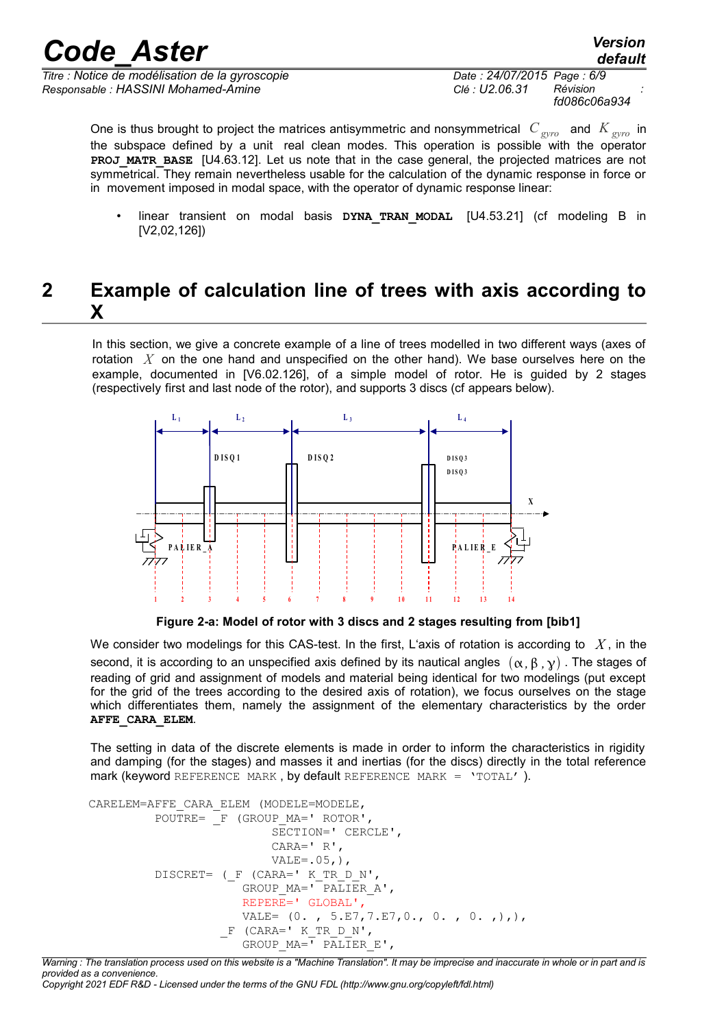One is thus brought to project the matrices antisymmetric and nonsymmetrical $C_{gyro}$ and $K_{gyro}$ in the subspace defined by a unit real clean modes. This operation is possible with the operator **PROJ_MATR_BASE** [U4.63.12]. Let us note that in the case general, the projected matrices are not symmetrical. They remain nevertheless usable for the calculation of the dynamic response in force or in movement imposed in modal space, with the operator of dynamic response linear:

- linear transient on modal basis **DYNA_TRAN_MODAL** [U4.53.21] (cf modeling B in [V2,02,126])

# 2 Example of calculation line of trees with axis according to X

In this section, we give a concrete example of a line of trees modelled in two different ways (axes of rotation $X$ on the one hand and unspecified on the other hand). We base ourselves here on the example, documented in [V6.02.126], of a simple model of rotor. He is guided by 2 stages (respectively first and last node of the rotor), and supports 3 discs (cf appears below).

Figure 2-a: Model of rotor with 3 discs and 2 stages resulting from [bib1]

We consider two modelings for this CAS-test. In the first, L'axis of rotation is according to $X$, in the second, it is according to an unspecified axis defined by its nautical angles $(\alpha, \beta, \gamma)$. The stages of reading of grid and assignment of models and material being identical for two modelings (put except for the grid of the trees according to the desired axis of rotation), we focus ourselves on the stage which differentiates them, namely the assignment of the elementary characteristics by the order **AFFE_CARA_ELEM**.

The setting in data of the discrete elements is made in order to inform the characteristics in rigidity and damping (for the stages) and masses it and inertias (for the discs) directly in the total reference mark (keyword `REFERENCE MARK`, by default `REFERENCE MARK = 'TOTAL'`).

```
CARELEM=AFFE_CARA_ELEM (MODELE=MODELE,
         POUTRE= _F (GROUP_MA=' ROTOR',
                     SECTION=' CERCLE',
                     CARA=' R',
                     VALE=.05,),
         DISCRET= (_F (CARA=' K_TR_D_N',
                  GROUP_MA=' PALIER_A',
                  REPERE=' GLOBAL',
                  VALE= (0. , 5.E7,7.E7,0., 0. , 0. ,),),
               _F (CARA=' K_TR_D_N',
                  GROUP_MA=' PALIER_E',
```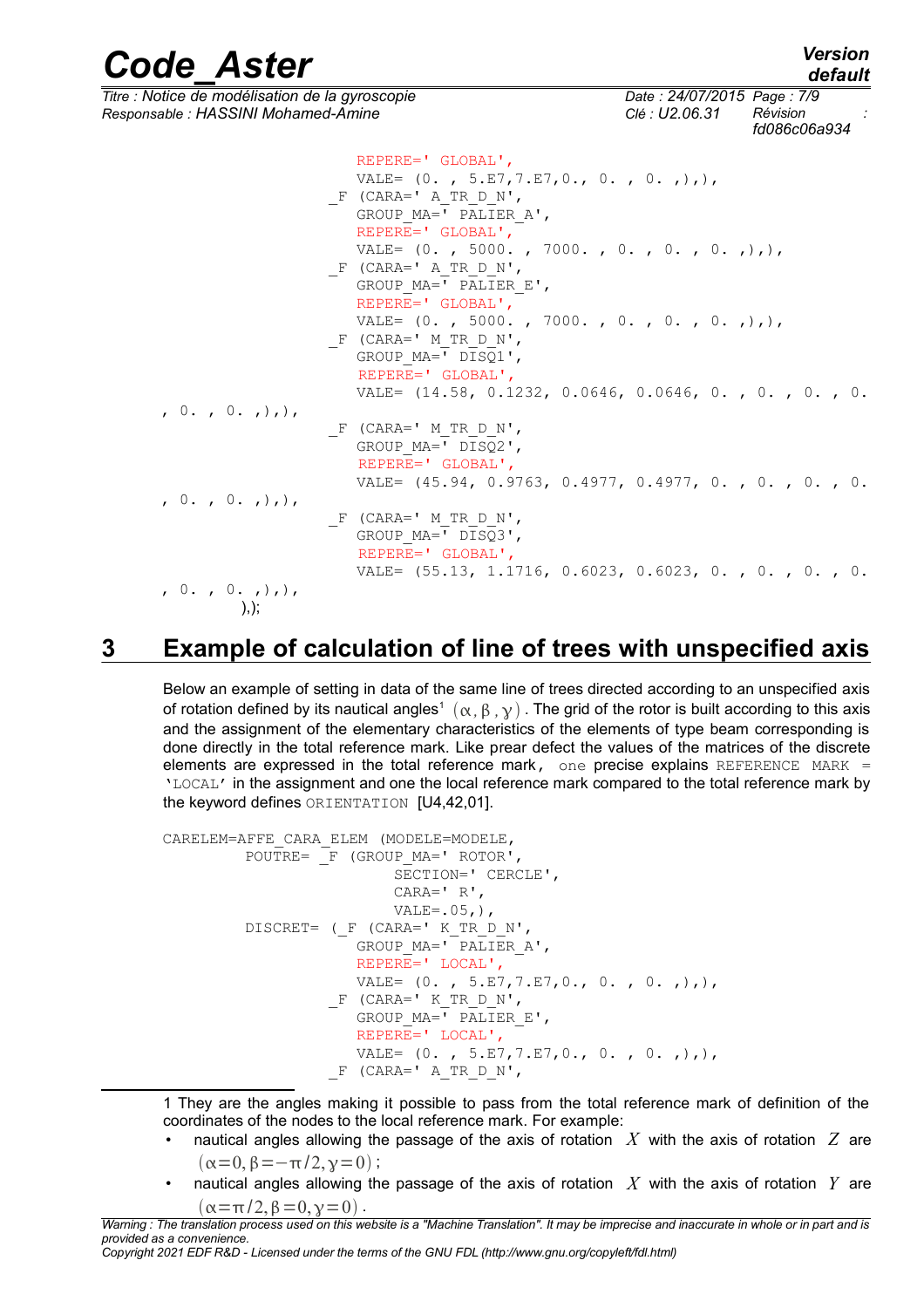```
                    REPERE=' GLOBAL',
                    VALE= (0. , 5.E7,7.E7,0., 0. , 0. ,),),
                 _F (CARA=' A_TR_D_N',
                    GROUP_MA=' PALIER_A',
                    REPERE=' GLOBAL',
                    VALE= (0. , 5000. , 7000. , 0. , 0. , 0. ,),),
                 _F (CARA=' A_TR_D_N',
                    GROUP_MA=' PALIER_E',
                    REPERE=' GLOBAL',
                    VALE= (0. , 5000. , 7000. , 0. , 0. , 0. ,),),
                 _F (CARA=' M_TR_D_N',
                    GROUP_MA=' DISQ1',
                    REPERE=' GLOBAL',
                    VALE= (14.58, 0.1232, 0.0646, 0.0646, 0. , 0. , 0. , 0.
, 0. , 0. ,),),
                 _F (CARA=' M_TR_D_N',
                    GROUP_MA=' DISQ2',
                    REPERE=' GLOBAL',
                    VALE= (45.94, 0.9763, 0.4977, 0.4977, 0. , 0. , 0. , 0.
, 0. , 0. ,),),
                 _F (CARA=' M_TR_D_N',
                    GROUP_MA=' DISQ3',
                    REPERE=' GLOBAL',
                    VALE= (55.13, 1.1716, 0.6023, 0.6023, 0. , 0. , 0. , 0.
, 0. , 0. ,),),
          ),);
```

# 3 Example of calculation of line of trees with unspecified axis

Below an example of setting in data of the same line of trees directed according to an unspecified axis of rotation defined by its nautical angles[1] $(\alpha, \beta, \gamma)$. The grid of the rotor is built according to this axis and the assignment of the elementary characteristics of the elements of type beam corresponding is done directly in the total reference mark. Like prear defect the values of the matrices of the discrete elements are expressed in the total reference mark, one precise explains REFERENCE MARK = 'LOCAL' in the assignment and one the local reference mark compared to the total reference mark by the keyword defines ORIENTATION [U4,42,01].

```
CARELEM=AFFE_CARA_ELEM (MODELE=MODELE,
         POUTRE= _F (GROUP_MA=' ROTOR',
                      SECTION=' CERCLE',
                      CARA=' R',
                      VALE=.05,),
         DISCRET= (_F (CARA=' K_TR_D_N',
                    GROUP_MA=' PALIER_A',
                    REPERE=' LOCAL',
                    VALE= (0. , 5.E7,7.E7,0., 0. , 0. ,),),
                 _F (CARA=' K_TR_D_N',
                    GROUP_MA=' PALIER_E',
                    REPERE=' LOCAL',
                    VALE= (0. , 5.E7,7.E7,0., 0. , 0. ,),),
                 _F (CARA=' A_TR_D_N',
```

1 They are the angles making it possible to pass from the total reference mark of definition of the coordinates of the nodes to the local reference mark. For example:

- nautical angles allowing the passage of the axis of rotation $X$ with the axis of rotation $Z$ are $(\alpha=0, \beta=-\pi/2, \gamma=0)$;
- nautical angles allowing the passage of the axis of rotation $X$ with the axis of rotation $Y$ are $(\alpha=\pi/2, \beta=0, \gamma=0)$.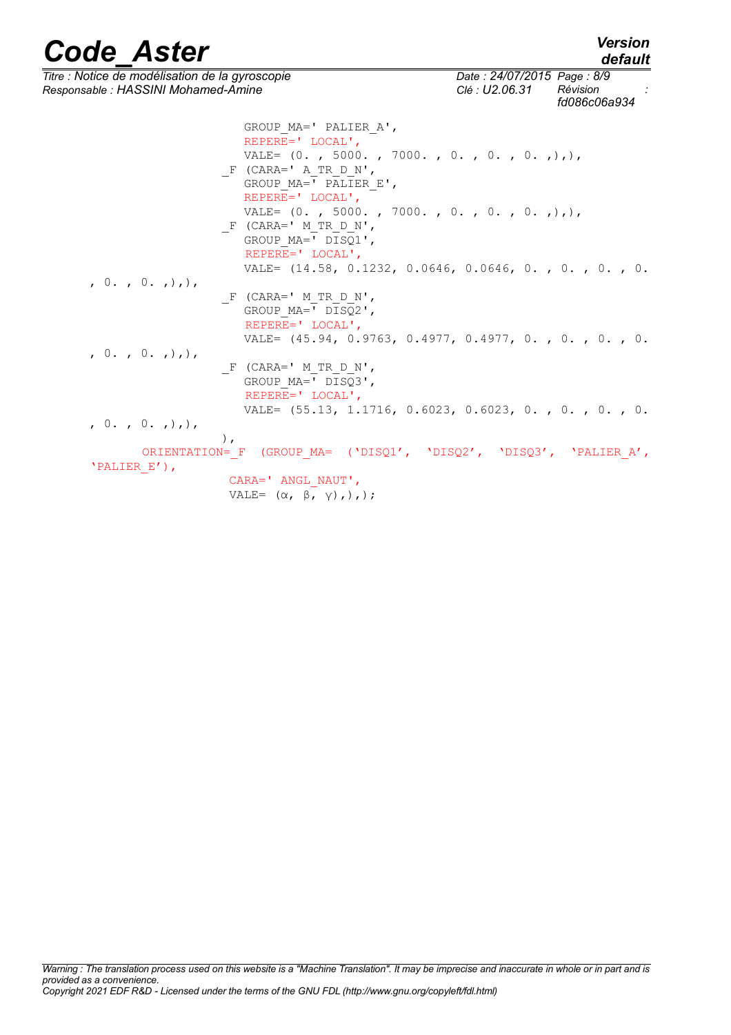```
                    GROUP_MA=' PALIER_A',
                    REPERE=' LOCAL',
                    VALE= (0. , 5000. , 7000. , 0. , 0. , 0. ,),),
                 _F (CARA=' A_TR_D_N',
                    GROUP_MA=' PALIER_E',
                    REPERE=' LOCAL',
                    VALE= (0. , 5000. , 7000. , 0. , 0. , 0. ,),),
                 _F (CARA=' M_TR_D_N',
                    GROUP_MA=' DISQ1',
                    REPERE=' LOCAL',
                    VALE= (14.58, 0.1232, 0.0646, 0.0646, 0. , 0. , 0. , 0.
    , 0. , 0. ,),),
                 _F (CARA=' M_TR_D_N',
                    GROUP_MA=' DISQ2',
                    REPERE=' LOCAL',
                    VALE= (45.94, 0.9763, 0.4977, 0.4977, 0. , 0. , 0. , 0.
    , 0. , 0. ,),),
                 _F (CARA=' M_TR_D_N',
                    GROUP_MA=' DISQ3',
                    REPERE=' LOCAL',
                    VALE= (55.13, 1.1716, 0.6023, 0.6023, 0. , 0. , 0. , 0.
    , 0. , 0. ,),),
                 ),
        ORIENTATION=_F  (GROUP_MA=  ('DISQ1',  'DISQ2',  'DISQ3',  'PALIER_A',
    'PALIER_E'),
                  CARA=' ANGL_NAUT',
                  VALE=  (α,  β,  γ),),);
```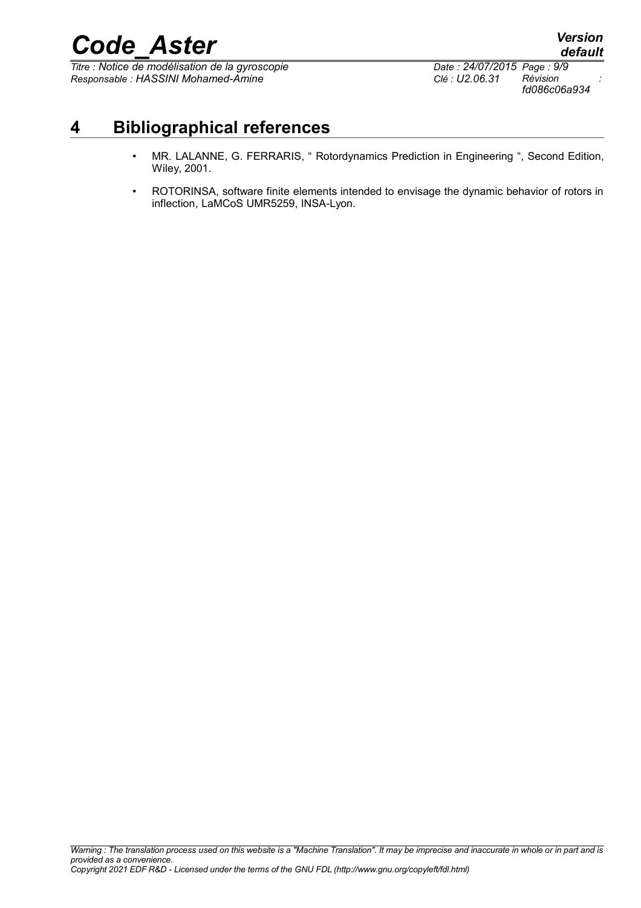# 4 Bibliographical references

- MR. LALANNE, G. FERRARIS, " Rotordynamics Prediction in Engineering ", Second Edition, Wiley, 2001.
- ROTORINSA, software finite elements intended to envisage the dynamic behavior of rotors in inflection, LaMCoS UMR5259, INSA-Lyon.